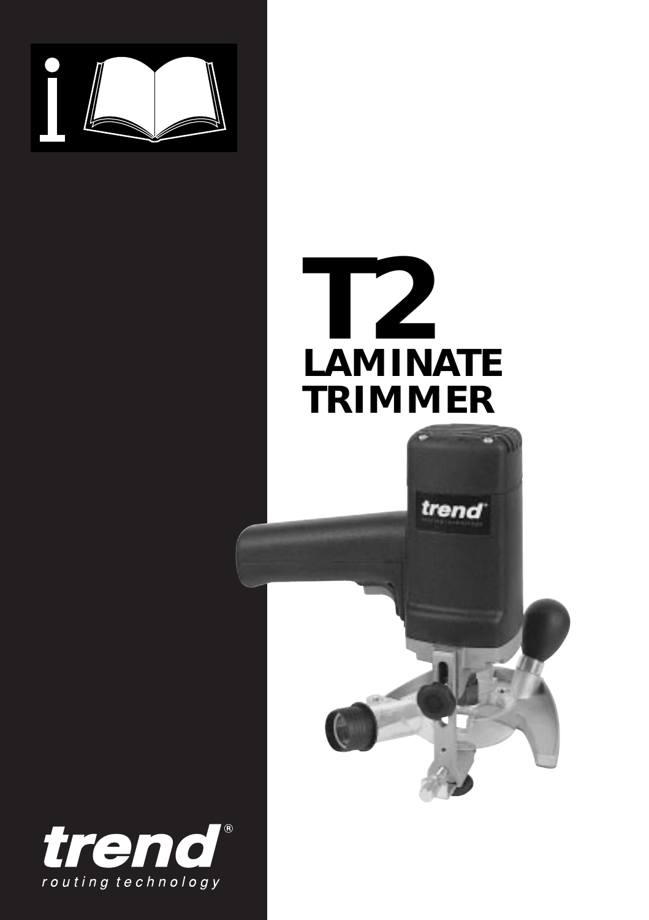# T2

## LAMINATE TRIMMER

trend®

routing technology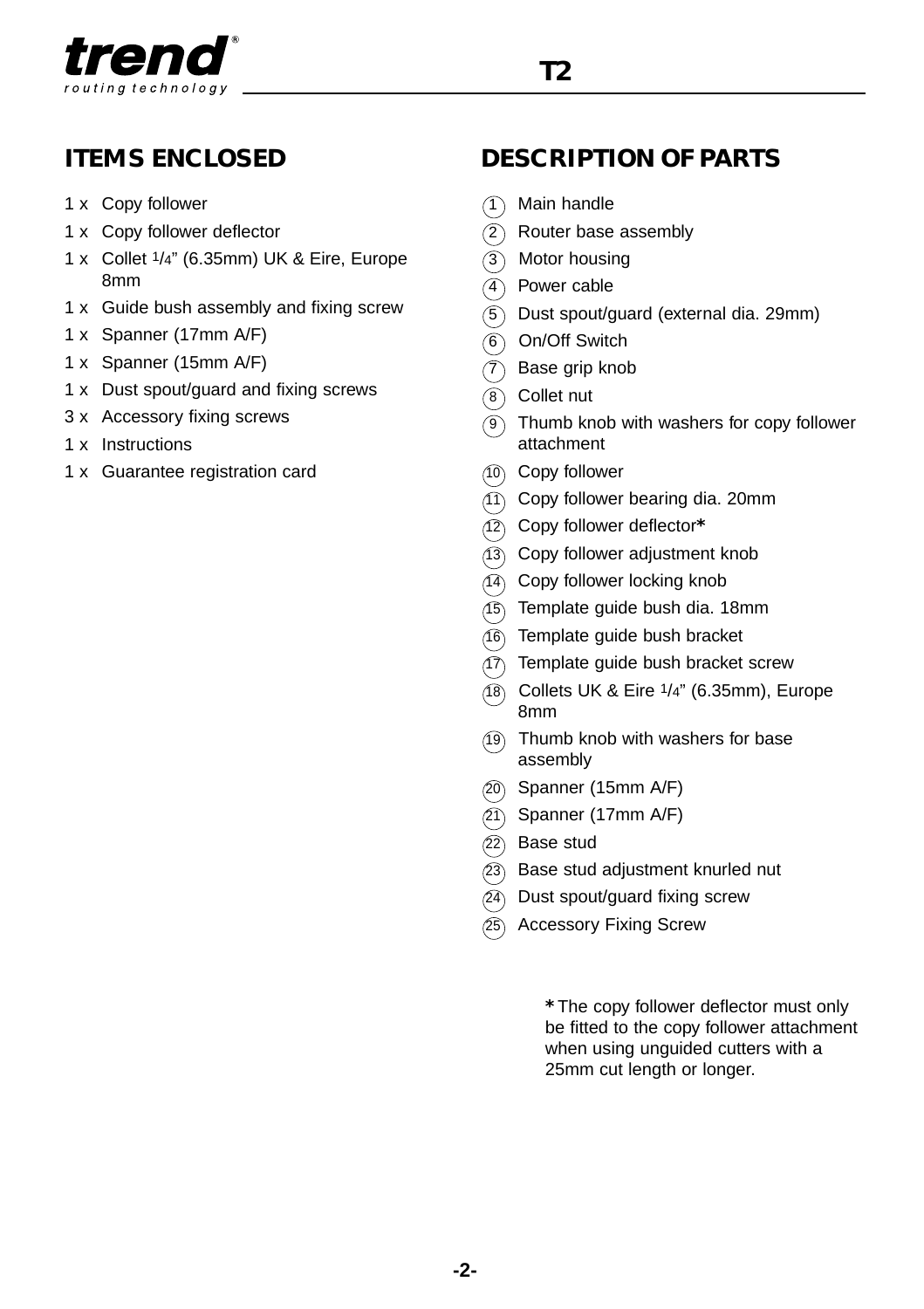## ITEMS ENCLOSED

- 1 x Copy follower
- 1 x Copy follower deflector
- 1 x Collet 1/4" (6.35mm) UK & Eire, Europe 8mm
- 1 x Guide bush assembly and fixing screw
- 1 x Spanner (17mm A/F)
- 1 x Spanner (15mm A/F)
- 1 x Dust spout/guard and fixing screws
- 3 x Accessory fixing screws
- 1 x Instructions
- 1 x Guarantee registration card

## DESCRIPTION OF PARTS

1. Main handle
2. Router base assembly
3. Motor housing
4. Power cable
5. Dust spout/guard (external dia. 29mm)
6. On/Off Switch
7. Base grip knob
8. Collet nut
9. Thumb knob with washers for copy follower attachment
10. Copy follower
11. Copy follower bearing dia. 20mm
12. Copy follower deflector*
13. Copy follower adjustment knob
14. Copy follower locking knob
15. Template guide bush dia. 18mm
16. Template guide bush bracket
17. Template guide bush bracket screw
18. Collets UK & Eire 1/4" (6.35mm), Europe 8mm
19. Thumb knob with washers for base assembly
20. Spanner (15mm A/F)
21. Spanner (17mm A/F)
22. Base stud
23. Base stud adjustment knurled nut
24. Dust spout/guard fixing screw
25. Accessory Fixing Screw

**\*** The copy follower deflector must only be fitted to the copy follower attachment when using unguided cutters with a 25mm cut length or longer.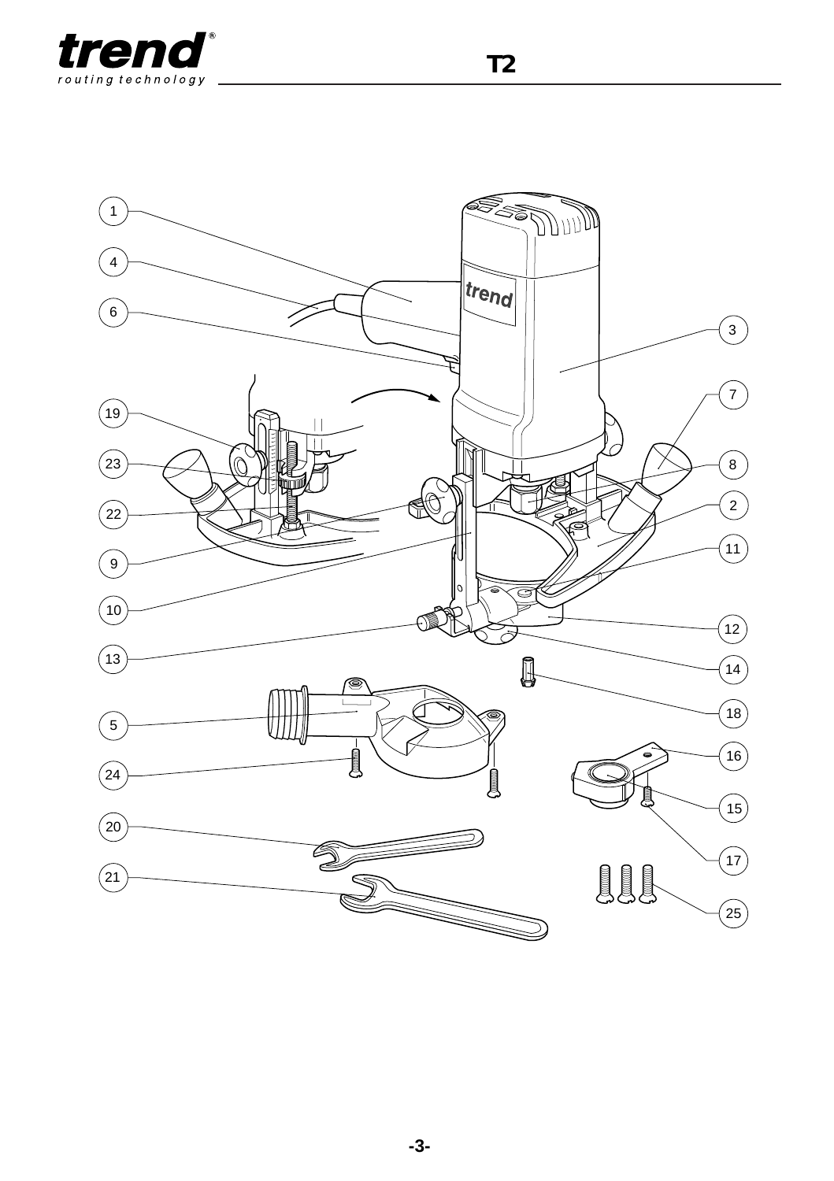1

4

6

3

7

19

23

8

2

22

11

9

10

12

13

14

18

5

16

24

15

20

17

21

25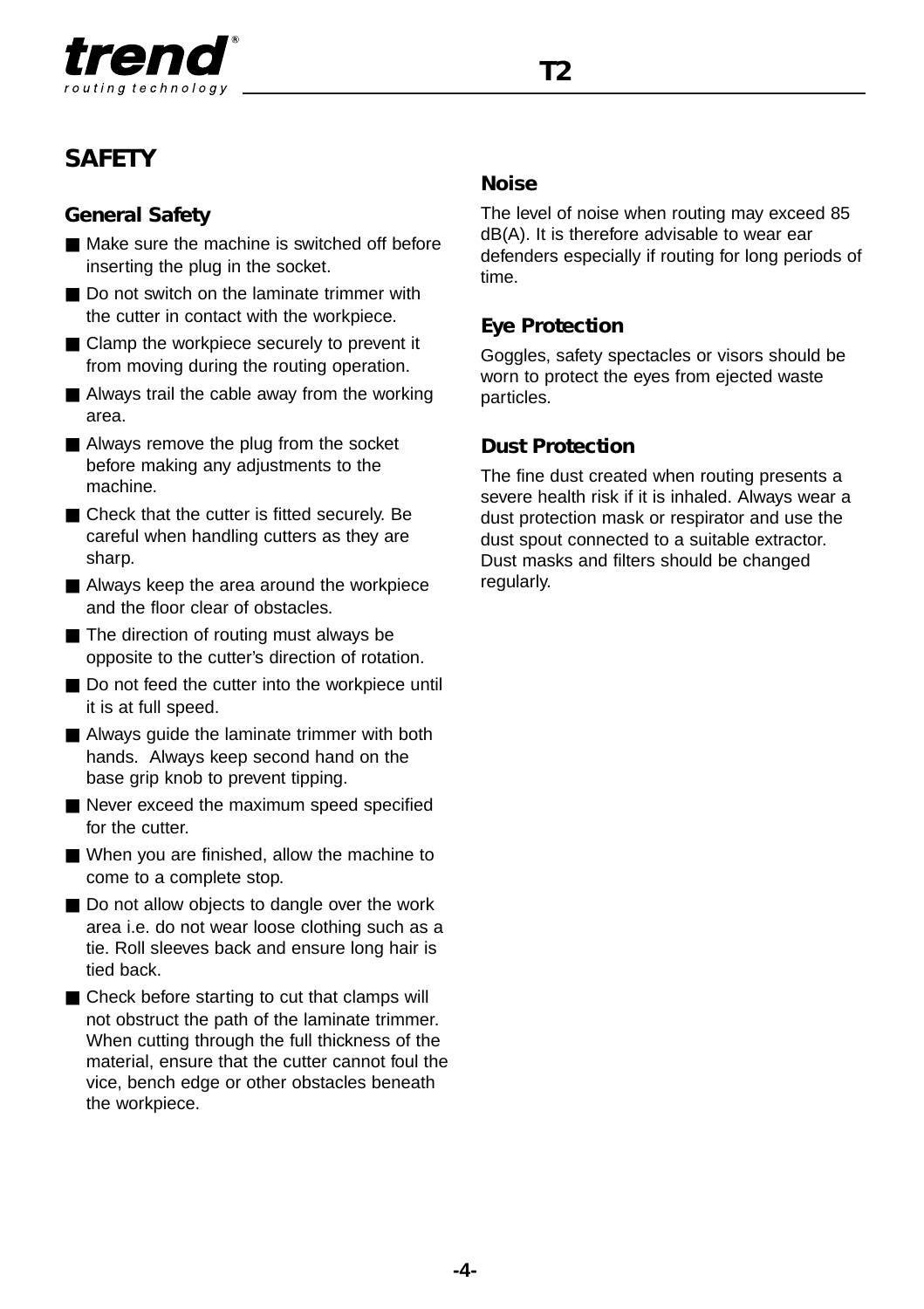# SAFETY

## General Safety

- Make sure the machine is switched off before inserting the plug in the socket.
- Do not switch on the laminate trimmer with the cutter in contact with the workpiece.
- Clamp the workpiece securely to prevent it from moving during the routing operation.
- Always trail the cable away from the working area.
- Always remove the plug from the socket before making any adjustments to the machine.
- Check that the cutter is fitted securely. Be careful when handling cutters as they are sharp.
- Always keep the area around the workpiece and the floor clear of obstacles.
- The direction of routing must always be opposite to the cutter's direction of rotation.
- Do not feed the cutter into the workpiece until it is at full speed.
- Always guide the laminate trimmer with both hands. Always keep second hand on the base grip knob to prevent tipping.
- Never exceed the maximum speed specified for the cutter.
- When you are finished, allow the machine to come to a complete stop.
- Do not allow objects to dangle over the work area i.e. do not wear loose clothing such as a tie. Roll sleeves back and ensure long hair is tied back.
- Check before starting to cut that clamps will not obstruct the path of the laminate trimmer. When cutting through the full thickness of the material, ensure that the cutter cannot foul the vice, bench edge or other obstacles beneath the workpiece.

## Noise

The level of noise when routing may exceed 85 dB(A). It is therefore advisable to wear ear defenders especially if routing for long periods of time.

## Eye Protection

Goggles, safety spectacles or visors should be worn to protect the eyes from ejected waste particles.

## Dust Protection

The fine dust created when routing presents a severe health risk if it is inhaled. Always wear a dust protection mask or respirator and use the dust spout connected to a suitable extractor. Dust masks and filters should be changed regularly.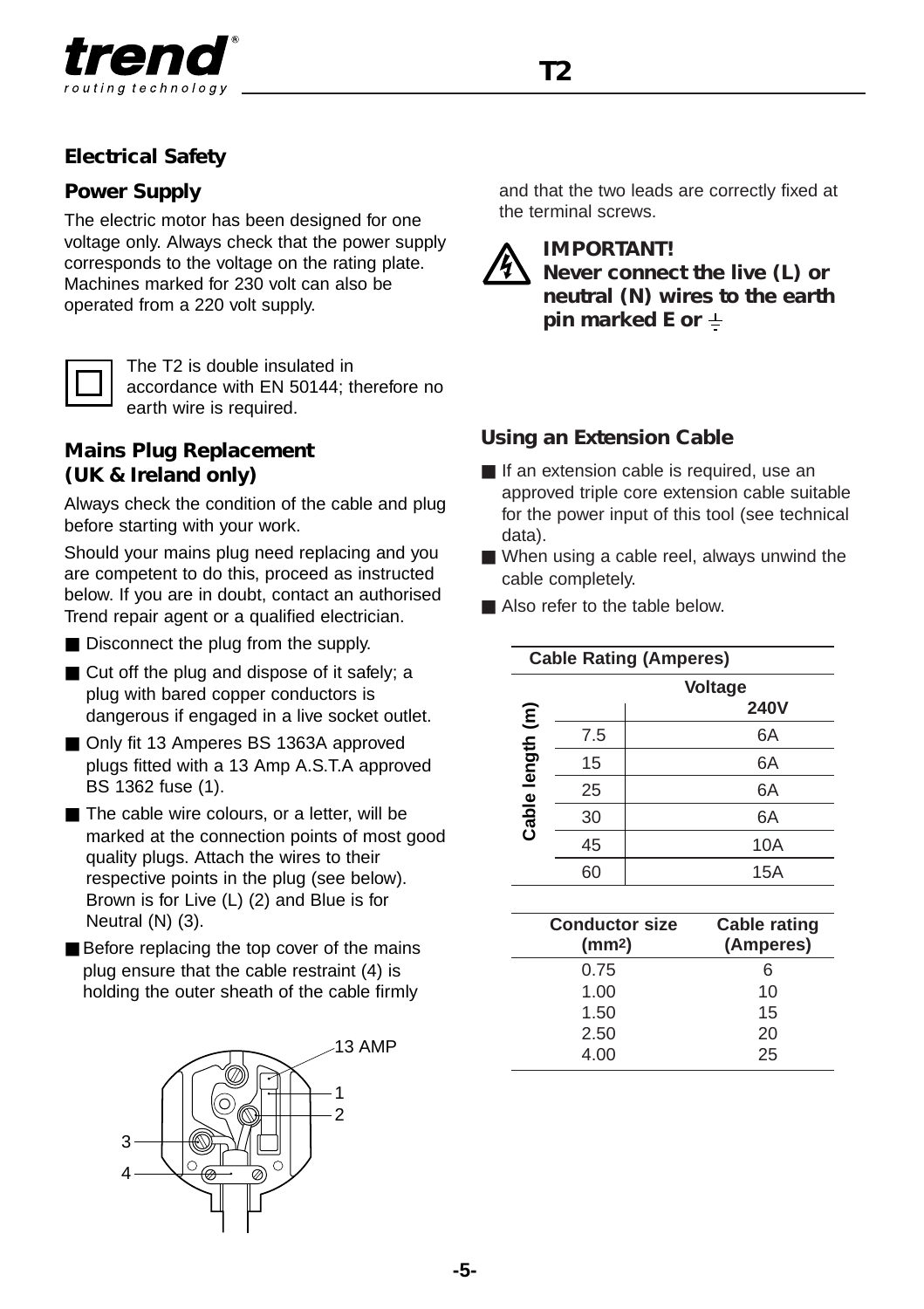## Electrical Safety

### Power Supply

The electric motor has been designed for one voltage only. Always check that the power supply corresponds to the voltage on the rating plate. Machines marked for 230 volt can also be operated from a 220 volt supply.

The T2 is double insulated in accordance with EN 50144; therefore no earth wire is required.

### Mains Plug Replacement (UK & Ireland only)

Always check the condition of the cable and plug before starting with your work.

Should your mains plug need replacing and you are competent to do this, proceed as instructed below. If you are in doubt, contact an authorised Trend repair agent or a qualified electrician.

- Disconnect the plug from the supply.
- Cut off the plug and dispose of it safely; a plug with bared copper conductors is dangerous if engaged in a live socket outlet.
- Only fit 13 Amperes BS 1363A approved plugs fitted with a 13 Amp A.S.T.A approved BS 1362 fuse (1).
- The cable wire colours, or a letter, will be marked at the connection points of most good quality plugs. Attach the wires to their respective points in the plug (see below). Brown is for Live (L) (2) and Blue is for Neutral (N) (3).
- Before replacing the top cover of the mains plug ensure that the cable restraint (4) is holding the outer sheath of the cable firmly and that the two leads are correctly fixed at the terminal screws.

13 AMP

1

2

3

4

**IMPORTANT!**
**Never connect the live (L) or neutral (N) wires to the earth pin marked E or ⏚**

### Using an Extension Cable

- If an extension cable is required, use an approved triple core extension cable suitable for the power input of this tool (see technical data).
- When using a cable reel, always unwind the cable completely.
- Also refer to the table below.

**Cable Rating (Amperes)**

| Cable length (m) | Voltage 240V |
|---|---|
| 7.5 | 6A |
| 15 | 6A |
| 25 | 6A |
| 30 | 6A |
| 45 | 10A |
| 60 | 15A |

| Conductor size ($mm^2$) | Cable rating (Amperes) |
|---|---|
| 0.75 | 6 |
| 1.00 | 10 |
| 1.50 | 15 |
| 2.50 | 20 |
| 4.00 | 25 |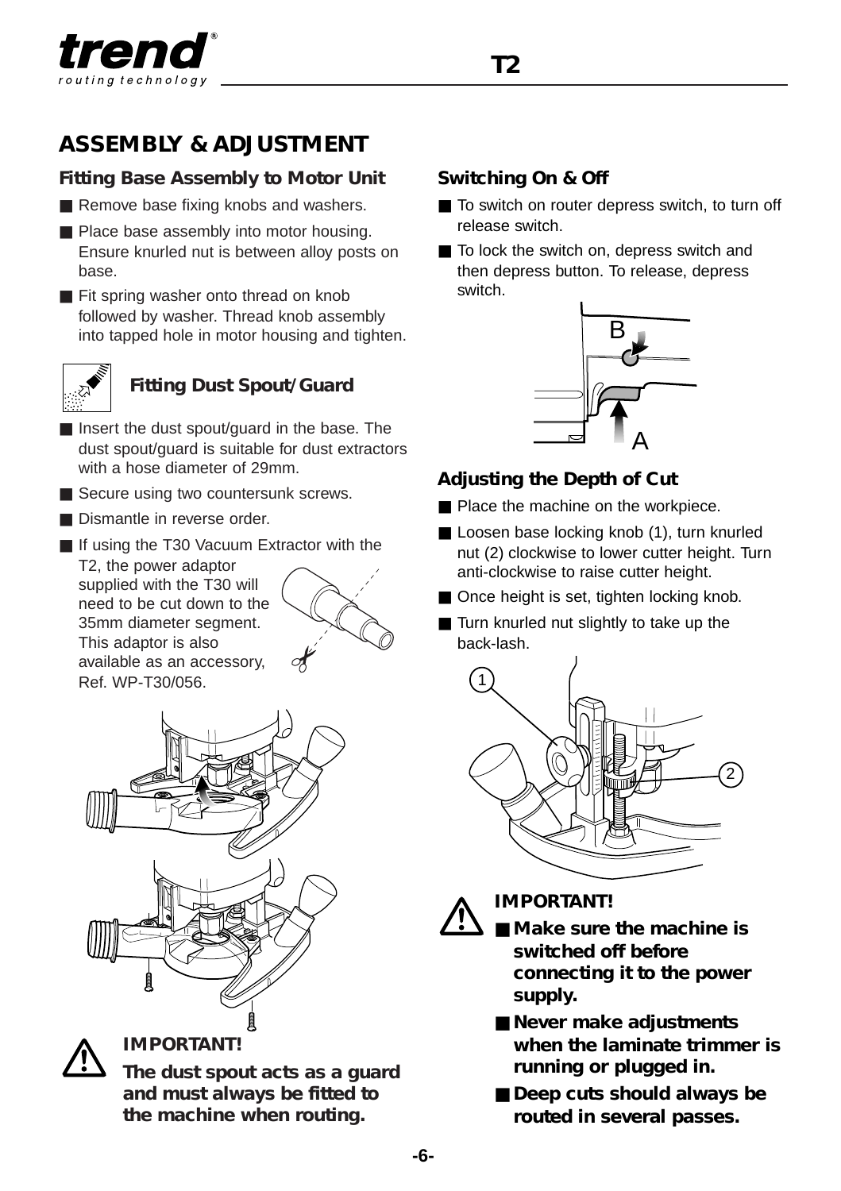# ASSEMBLY & ADJUSTMENT

### Fitting Base Assembly to Motor Unit

- Remove base fixing knobs and washers.
- Place base assembly into motor housing. Ensure knurled nut is between alloy posts on base.
- Fit spring washer onto thread on knob followed by washer. Thread knob assembly into tapped hole in motor housing and tighten.

### Fitting Dust Spout/Guard

- Insert the dust spout/guard in the base. The dust spout/guard is suitable for dust extractors with a hose diameter of 29mm.
- Secure using two countersunk screws.
- Dismantle in reverse order.
- If using the T30 Vacuum Extractor with the T2, the power adaptor supplied with the T30 will need to be cut down to the 35mm diameter segment. This adaptor is also available as an accessory, Ref. WP-T30/056.

**IMPORTANT!**

**The dust spout acts as a guard and must always be fitted to the machine when routing.**

### Switching On & Off

- To switch on router depress switch, to turn off release switch.
- To lock the switch on, depress switch and then depress button. To release, depress switch.

### Adjusting the Depth of Cut

- Place the machine on the workpiece.
- Loosen base locking knob (1), turn knurled nut (2) clockwise to lower cutter height. Turn anti-clockwise to raise cutter height.
- Once height is set, tighten locking knob.
- Turn knurled nut slightly to take up the back-lash.

**IMPORTANT!**

- **Make sure the machine is switched off before connecting it to the power supply.**
- **Never make adjustments when the laminate trimmer is running or plugged in.**
- **Deep cuts should always be routed in several passes.**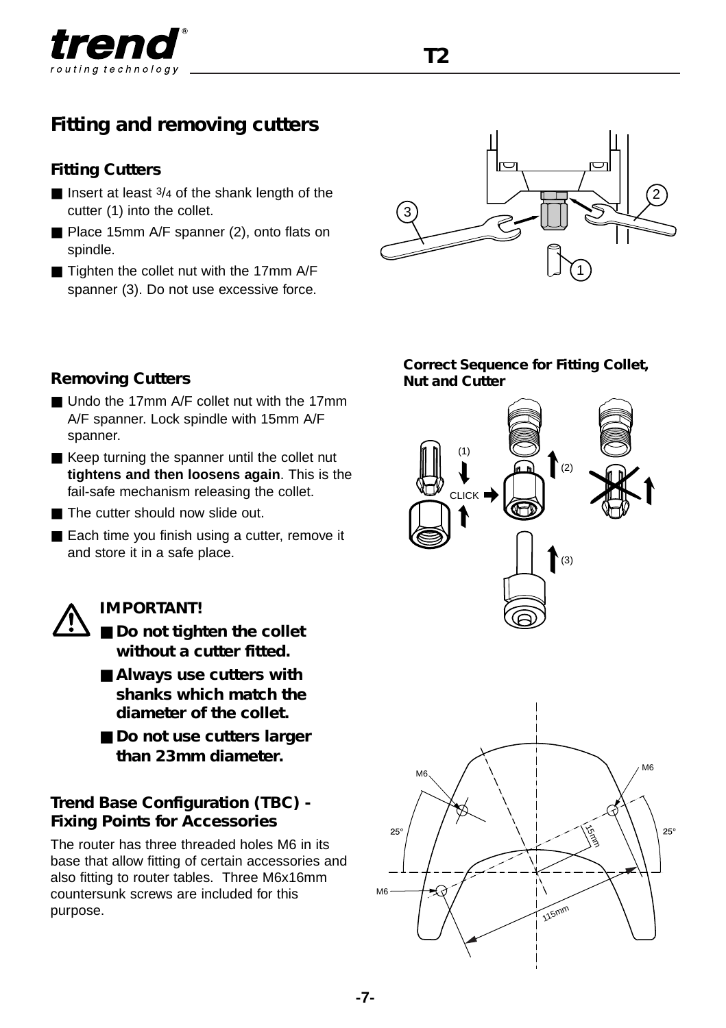## Fitting and removing cutters

### Fitting Cutters

- Insert at least 3/4 of the shank length of the cutter (1) into the collet.
- Place 15mm A/F spanner (2), onto flats on spindle.
- Tighten the collet nut with the 17mm A/F spanner (3). Do not use excessive force.

### Removing Cutters

- Undo the 17mm A/F collet nut with the 17mm A/F spanner. Lock spindle with 15mm A/F spanner.
- Keep turning the spanner until the collet nut **tightens and then loosens again**. This is the fail-safe mechanism releasing the collet.
- The cutter should now slide out.
- Each time you finish using a cutter, remove it and store it in a safe place.

**Correct Sequence for Fitting Collet, Nut and Cutter**

**IMPORTANT!**

- **Do not tighten the collet without a cutter fitted.**
- **Always use cutters with shanks which match the diameter of the collet.**
- **Do not use cutters larger than 23mm diameter.**

### Trend Base Configuration (TBC) - Fixing Points for Accessories

The router has three threaded holes M6 in its base that allow fitting of certain accessories and also fitting to router tables. Three M6x16mm countersunk screws are included for this purpose.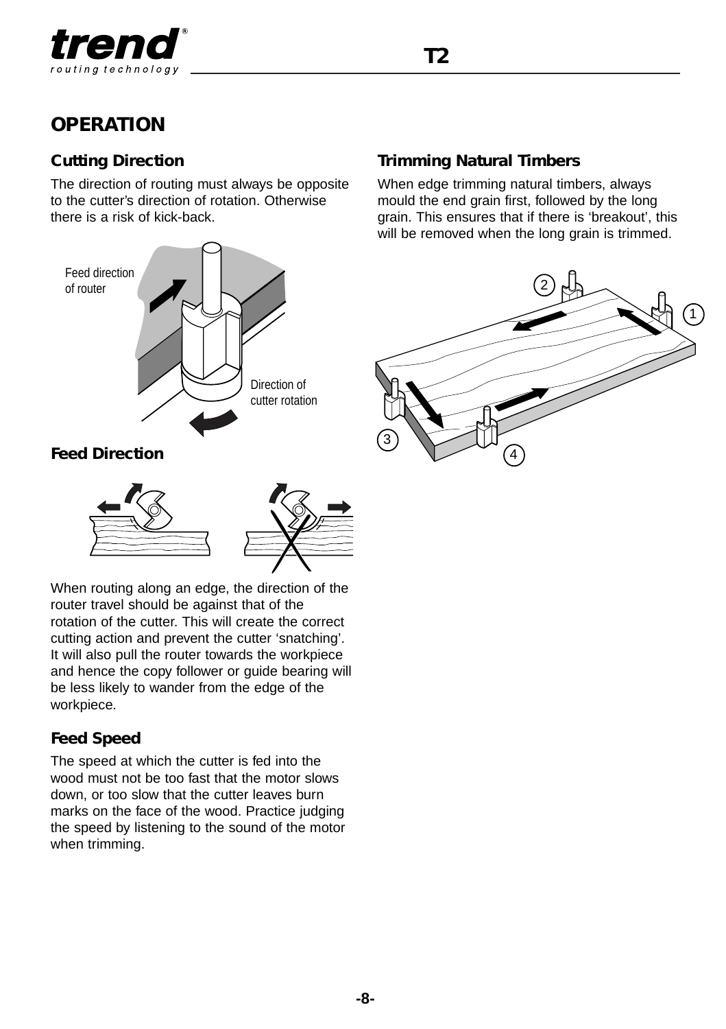# OPERATION

## Cutting Direction

The direction of routing must always be opposite to the cutter's direction of rotation. Otherwise there is a risk of kick-back.

Feed direction of router

Direction of cutter rotation

## Feed Direction

When routing along an edge, the direction of the router travel should be against that of the rotation of the cutter. This will create the correct cutting action and prevent the cutter 'snatching'. It will also pull the router towards the workpiece and hence the copy follower or guide bearing will be less likely to wander from the edge of the workpiece.

## Feed Speed

The speed at which the cutter is fed into the wood must not be too fast that the motor slows down, or too slow that the cutter leaves burn marks on the face of the wood. Practice judging the speed by listening to the sound of the motor when trimming.

## Trimming Natural Timbers

When edge trimming natural timbers, always mould the end grain first, followed by the long grain. This ensures that if there is 'breakout', this will be removed when the long grain is trimmed.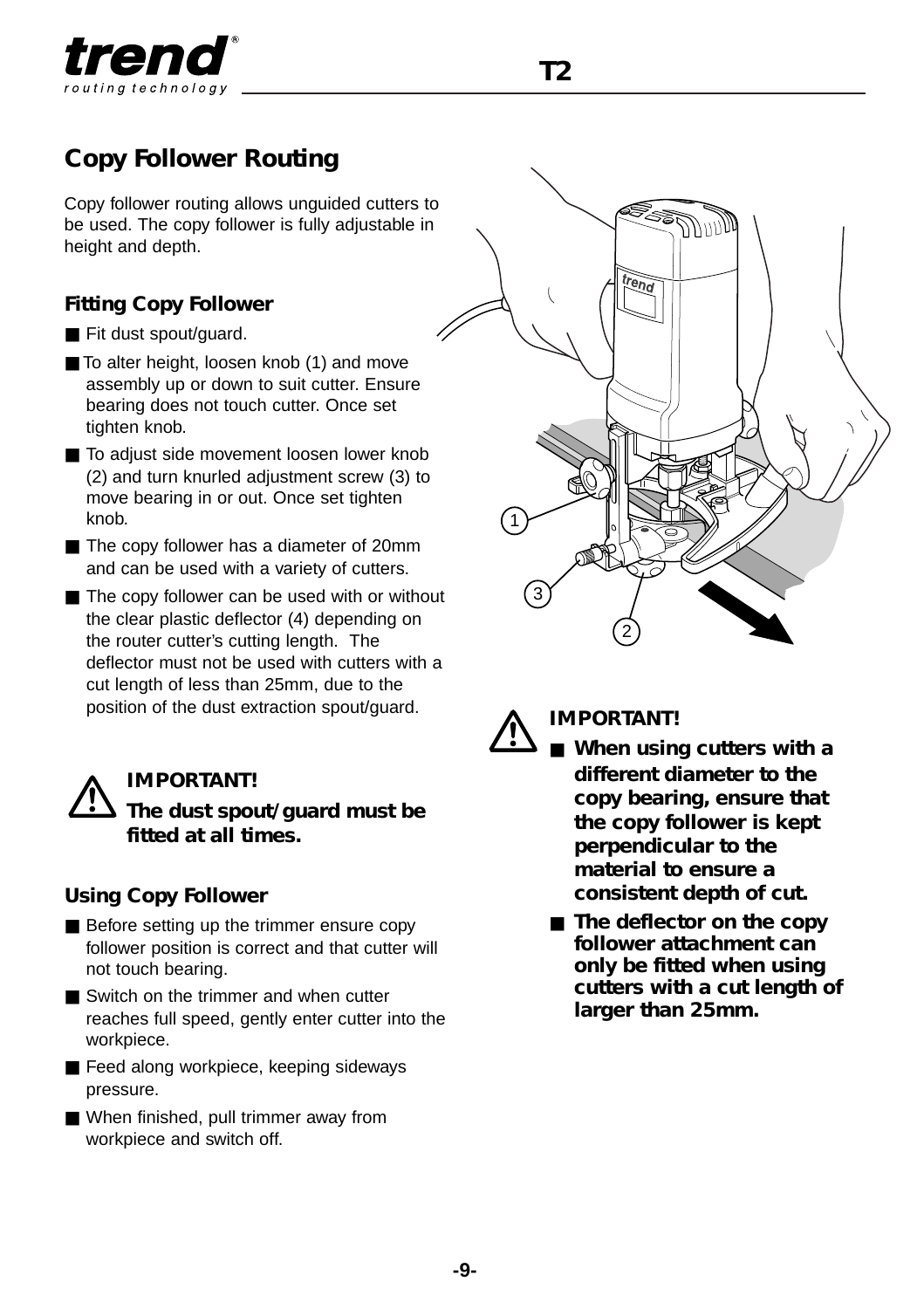## Copy Follower Routing

Copy follower routing allows unguided cutters to be used. The copy follower is fully adjustable in height and depth.

### Fitting Copy Follower

- Fit dust spout/guard.
- To alter height, loosen knob (1) and move assembly up or down to suit cutter. Ensure bearing does not touch cutter. Once set tighten knob.
- To adjust side movement loosen lower knob (2) and turn knurled adjustment screw (3) to move bearing in or out. Once set tighten knob.
- The copy follower has a diameter of 20mm and can be used with a variety of cutters.
- The copy follower can be used with or without the clear plastic deflector (4) depending on the router cutter's cutting length. The deflector must not be used with cutters with a cut length of less than 25mm, due to the position of the dust extraction spout/guard.

**IMPORTANT!**

**The dust spout/guard must be fitted at all times.**

### Using Copy Follower

- Before setting up the trimmer ensure copy follower position is correct and that cutter will not touch bearing.
- Switch on the trimmer and when cutter reaches full speed, gently enter cutter into the workpiece.
- Feed along workpiece, keeping sideways pressure.
- When finished, pull trimmer away from workpiece and switch off.

**IMPORTANT!**

- **When using cutters with a different diameter to the copy bearing, ensure that the copy follower is kept perpendicular to the material to ensure a consistent depth of cut.**
- **The deflector on the copy follower attachment can only be fitted when using cutters with a cut length of larger than 25mm.**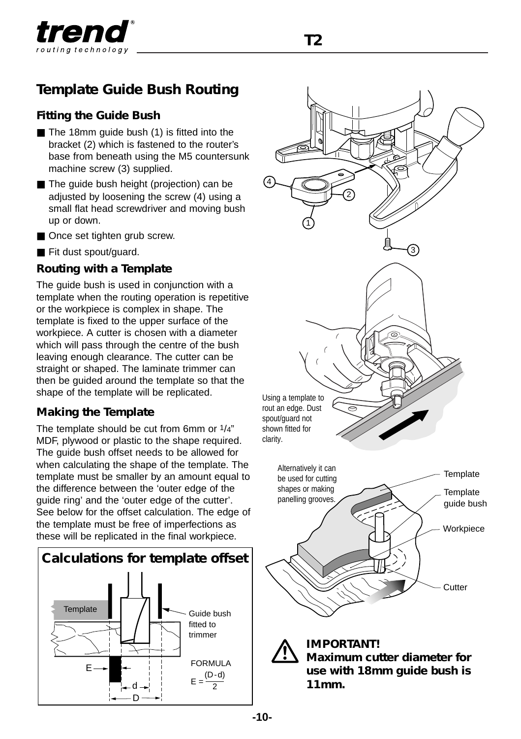# Template Guide Bush Routing

### Fitting the Guide Bush

- The 18mm guide bush (1) is fitted into the bracket (2) which is fastened to the router's base from beneath using the M5 countersunk machine screw (3) supplied.
- The guide bush height (projection) can be adjusted by loosening the screw (4) using a small flat head screwdriver and moving bush up or down.
- Once set tighten grub screw.
- Fit dust spout/guard.

### Routing with a Template

The guide bush is used in conjunction with a template when the routing operation is repetitive or the workpiece is complex in shape. The template is fixed to the upper surface of the workpiece. A cutter is chosen with a diameter which will pass through the centre of the bush leaving enough clearance. The cutter can be straight or shaped. The laminate trimmer can then be guided around the template so that the shape of the template will be replicated.

### Making the Template

The template should be cut from 6mm or 1/4" MDF, plywood or plastic to the shape required. The guide bush offset needs to be allowed for when calculating the shape of the template. The template must be smaller by an amount equal to the difference between the 'outer edge of the guide ring' and the 'outer edge of the cutter'. See below for the offset calculation. The edge of the template must be free of imperfections as these will be replicated in the final workpiece.

## Calculations for template offset

Template — Guide bush fitted to trimmer

FORMULA

$$E = \frac{(D-d)}{2}$$

Using a template to rout an edge. Dust spout/guard not shown fitted for clarity.

Alternatively it can be used for cutting shapes or making panelling grooves.

Template — Template guide bush — Workpiece — Cutter

**IMPORTANT!**
**Maximum cutter diameter for use with 18mm guide bush is 11mm.**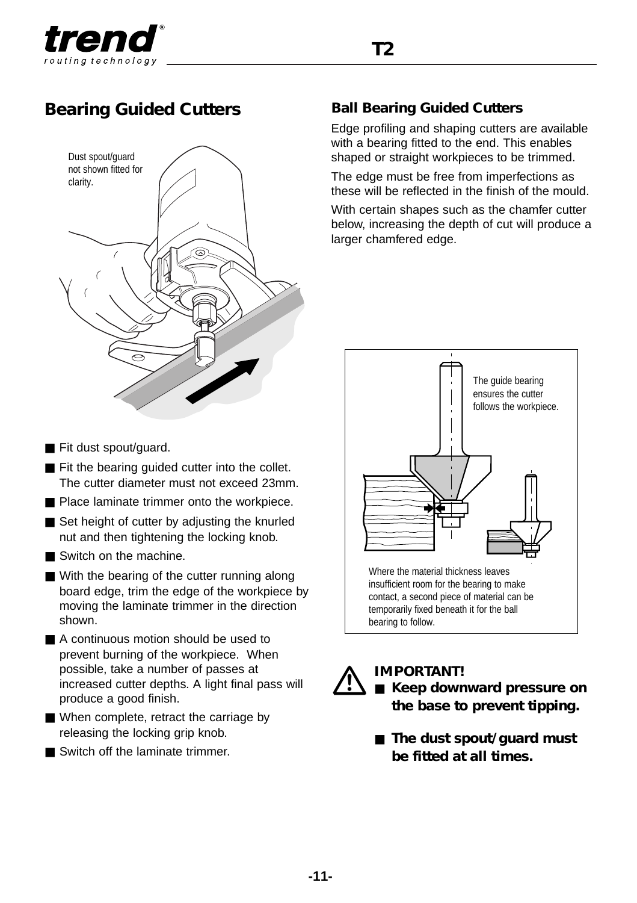## Bearing Guided Cutters

Dust spout/guard not shown fitted for clarity.

- Fit dust spout/guard.
- Fit the bearing guided cutter into the collet. The cutter diameter must not exceed 23mm.
- Place laminate trimmer onto the workpiece.
- Set height of cutter by adjusting the knurled nut and then tightening the locking knob.
- Switch on the machine.
- With the bearing of the cutter running along board edge, trim the edge of the workpiece by moving the laminate trimmer in the direction shown.
- A continuous motion should be used to prevent burning of the workpiece. When possible, take a number of passes at increased cutter depths. A light final pass will produce a good finish.
- When complete, retract the carriage by releasing the locking grip knob.
- Switch off the laminate trimmer.

### Ball Bearing Guided Cutters

Edge profiling and shaping cutters are available with a bearing fitted to the end. This enables shaped or straight workpieces to be trimmed.

The edge must be free from imperfections as these will be reflected in the finish of the mould.

With certain shapes such as the chamfer cutter below, increasing the depth of cut will produce a larger chamfered edge.

The guide bearing ensures the cutter follows the workpiece.

Where the material thickness leaves insufficient room for the bearing to make contact, a second piece of material can be temporarily fixed beneath it for the ball bearing to follow.

**IMPORTANT!**

- **Keep downward pressure on the base to prevent tipping.**
- **The dust spout/guard must be fitted at all times.**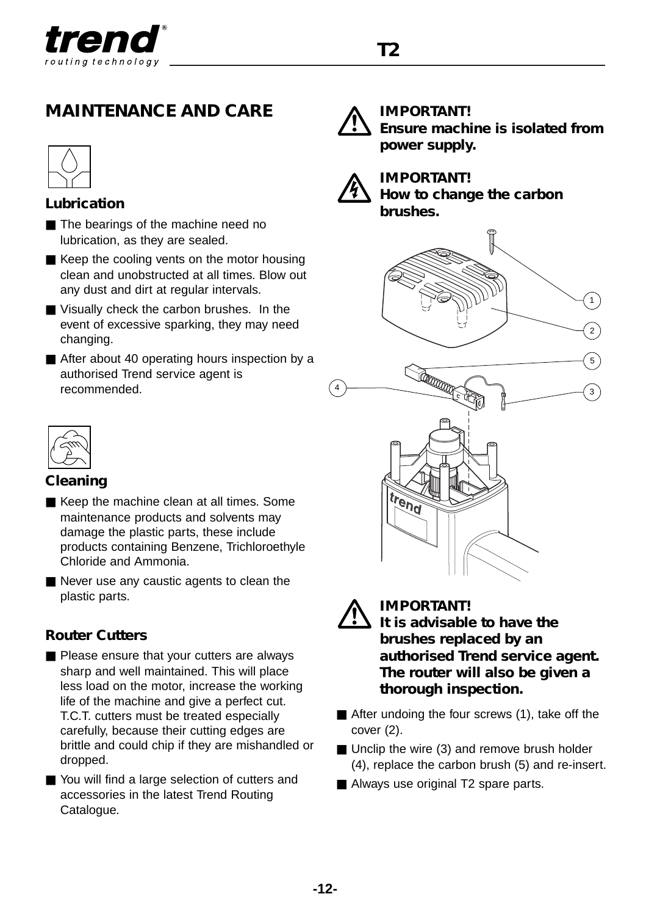## MAINTENANCE AND CARE

### Lubrication

- The bearings of the machine need no lubrication, as they are sealed.
- Keep the cooling vents on the motor housing clean and unobstructed at all times. Blow out any dust and dirt at regular intervals.
- Visually check the carbon brushes. In the event of excessive sparking, they may need changing.
- After about 40 operating hours inspection by a authorised Trend service agent is recommended.

### Cleaning

- Keep the machine clean at all times. Some maintenance products and solvents may damage the plastic parts, these include products containing Benzene, Trichloroethyle Chloride and Ammonia.
- Never use any caustic agents to clean the plastic parts.

### Router Cutters

- Please ensure that your cutters are always sharp and well maintained. This will place less load on the motor, increase the working life of the machine and give a perfect cut. T.C.T. cutters must be treated especially carefully, because their cutting edges are brittle and could chip if they are mishandled or dropped.
- You will find a large selection of cutters and accessories in the latest Trend Routing Catalogue.

**IMPORTANT!**
**Ensure machine is isolated from power supply.**

**IMPORTANT!**
**How to change the carbon brushes.**

**IMPORTANT!**
**It is advisable to have the brushes replaced by an authorised Trend service agent. The router will also be given a thorough inspection.**

- After undoing the four screws (1), take off the cover (2).
- Unclip the wire (3) and remove brush holder (4), replace the carbon brush (5) and re-insert.
- Always use original T2 spare parts.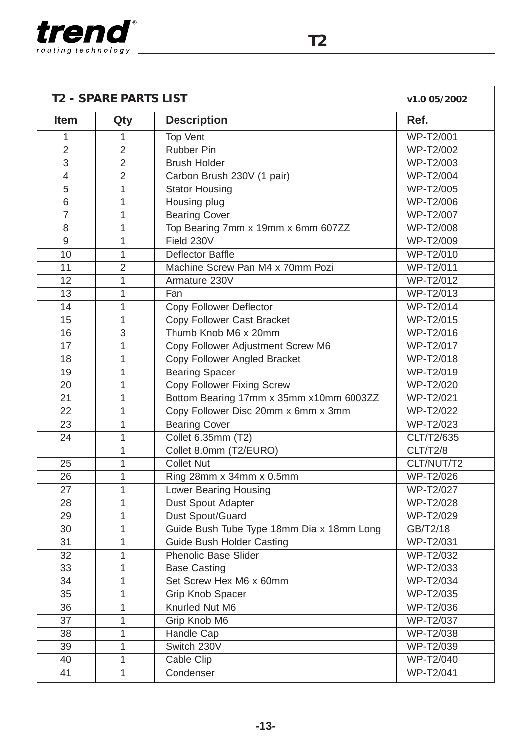## T2 - SPARE PARTS LIST

v1.0 05/2002

| Item | Qty | Description | Ref. |
|---|---|---|---|
| 1 | 1 | Top Vent | WP-T2/001 |
| 2 | 2 | Rubber Pin | WP-T2/002 |
| 3 | 2 | Brush Holder | WP-T2/003 |
| 4 | 2 | Carbon Brush 230V (1 pair) | WP-T2/004 |
| 5 | 1 | Stator Housing | WP-T2/005 |
| 6 | 1 | Housing plug | WP-T2/006 |
| 7 | 1 | Bearing Cover | WP-T2/007 |
| 8 | 1 | Top Bearing 7mm x 19mm x 6mm 607ZZ | WP-T2/008 |
| 9 | 1 | Field 230V | WP-T2/009 |
| 10 | 1 | Deflector Baffle | WP-T2/010 |
| 11 | 2 | Machine Screw Pan M4 x 70mm Pozi | WP-T2/011 |
| 12 | 1 | Armature 230V | WP-T2/012 |
| 13 | 1 | Fan | WP-T2/013 |
| 14 | 1 | Copy Follower Deflector | WP-T2/014 |
| 15 | 1 | Copy Follower Cast Bracket | WP-T2/015 |
| 16 | 3 | Thumb Knob M6 x 20mm | WP-T2/016 |
| 17 | 1 | Copy Follower Adjustment Screw M6 | WP-T2/017 |
| 18 | 1 | Copy Follower Angled Bracket | WP-T2/018 |
| 19 | 1 | Bearing Spacer | WP-T2/019 |
| 20 | 1 | Copy Follower Fixing Screw | WP-T2/020 |
| 21 | 1 | Bottom Bearing 17mm x 35mm x10mm 6003ZZ | WP-T2/021 |
| 22 | 1 | Copy Follower Disc 20mm x 6mm x 3mm | WP-T2/022 |
| 23 | 1 | Bearing Cover | WP-T2/023 |
| 24 | 1 | Collet 6.35mm (T2) | CLT/T2/635 |
| | 1 | Collet 8.0mm (T2/EURO) | CLT/T2/8 |
| 25 | 1 | Collet Nut | CLT/NUT/T2 |
| 26 | 1 | Ring 28mm x 34mm x 0.5mm | WP-T2/026 |
| 27 | 1 | Lower Bearing Housing | WP-T2/027 |
| 28 | 1 | Dust Spout Adapter | WP-T2/028 |
| 29 | 1 | Dust Spout/Guard | WP-T2/029 |
| 30 | 1 | Guide Bush Tube Type 18mm Dia x 18mm Long | GB/T2/18 |
| 31 | 1 | Guide Bush Holder Casting | WP-T2/031 |
| 32 | 1 | Phenolic Base Slider | WP-T2/032 |
| 33 | 1 | Base Casting | WP-T2/033 |
| 34 | 1 | Set Screw Hex M6 x 60mm | WP-T2/034 |
| 35 | 1 | Grip Knob Spacer | WP-T2/035 |
| 36 | 1 | Knurled Nut M6 | WP-T2/036 |
| 37 | 1 | Grip Knob M6 | WP-T2/037 |
| 38 | 1 | Handle Cap | WP-T2/038 |
| 39 | 1 | Switch 230V | WP-T2/039 |
| 40 | 1 | Cable Clip | WP-T2/040 |
| 41 | 1 | Condenser | WP-T2/041 |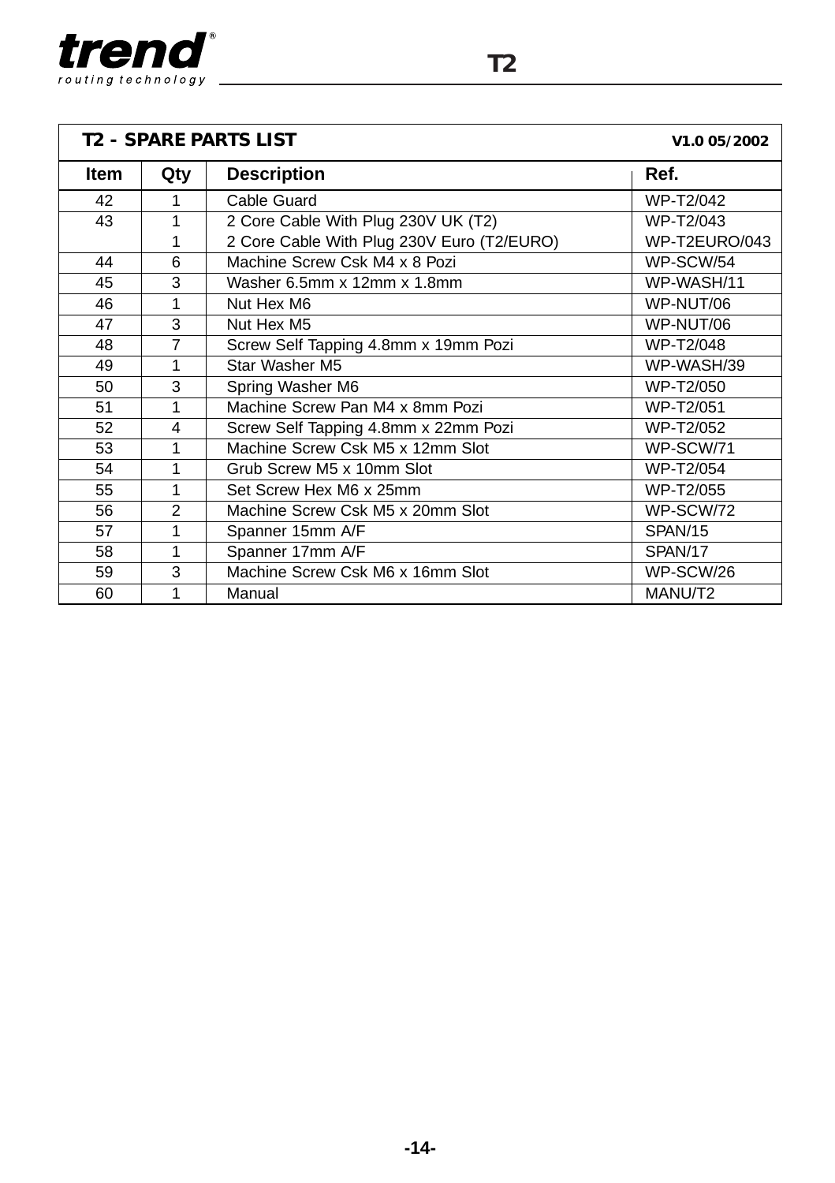## T2 - SPARE PARTS LIST

V1.0 05/2002

| Item | Qty | Description | Ref. |
|---|---|---|---|
| 42 | 1 | Cable Guard | WP-T2/042 |
| 43 | 1 | 2 Core Cable With Plug 230V UK (T2) | WP-T2/043 |
| | 1 | 2 Core Cable With Plug 230V Euro (T2/EURO) | WP-T2EURO/043 |
| 44 | 6 | Machine Screw Csk M4 x 8 Pozi | WP-SCW/54 |
| 45 | 3 | Washer 6.5mm x 12mm x 1.8mm | WP-WASH/11 |
| 46 | 1 | Nut Hex M6 | WP-NUT/06 |
| 47 | 3 | Nut Hex M5 | WP-NUT/06 |
| 48 | 7 | Screw Self Tapping 4.8mm x 19mm Pozi | WP-T2/048 |
| 49 | 1 | Star Washer M5 | WP-WASH/39 |
| 50 | 3 | Spring Washer M6 | WP-T2/050 |
| 51 | 1 | Machine Screw Pan M4 x 8mm Pozi | WP-T2/051 |
| 52 | 4 | Screw Self Tapping 4.8mm x 22mm Pozi | WP-T2/052 |
| 53 | 1 | Machine Screw Csk M5 x 12mm Slot | WP-SCW/71 |
| 54 | 1 | Grub Screw M5 x 10mm Slot | WP-T2/054 |
| 55 | 1 | Set Screw Hex M6 x 25mm | WP-T2/055 |
| 56 | 2 | Machine Screw Csk M5 x 20mm Slot | WP-SCW/72 |
| 57 | 1 | Spanner 15mm A/F | SPAN/15 |
| 58 | 1 | Spanner 17mm A/F | SPAN/17 |
| 59 | 3 | Machine Screw Csk M6 x 16mm Slot | WP-SCW/26 |
| 60 | 1 | Manual | MANU/T2 |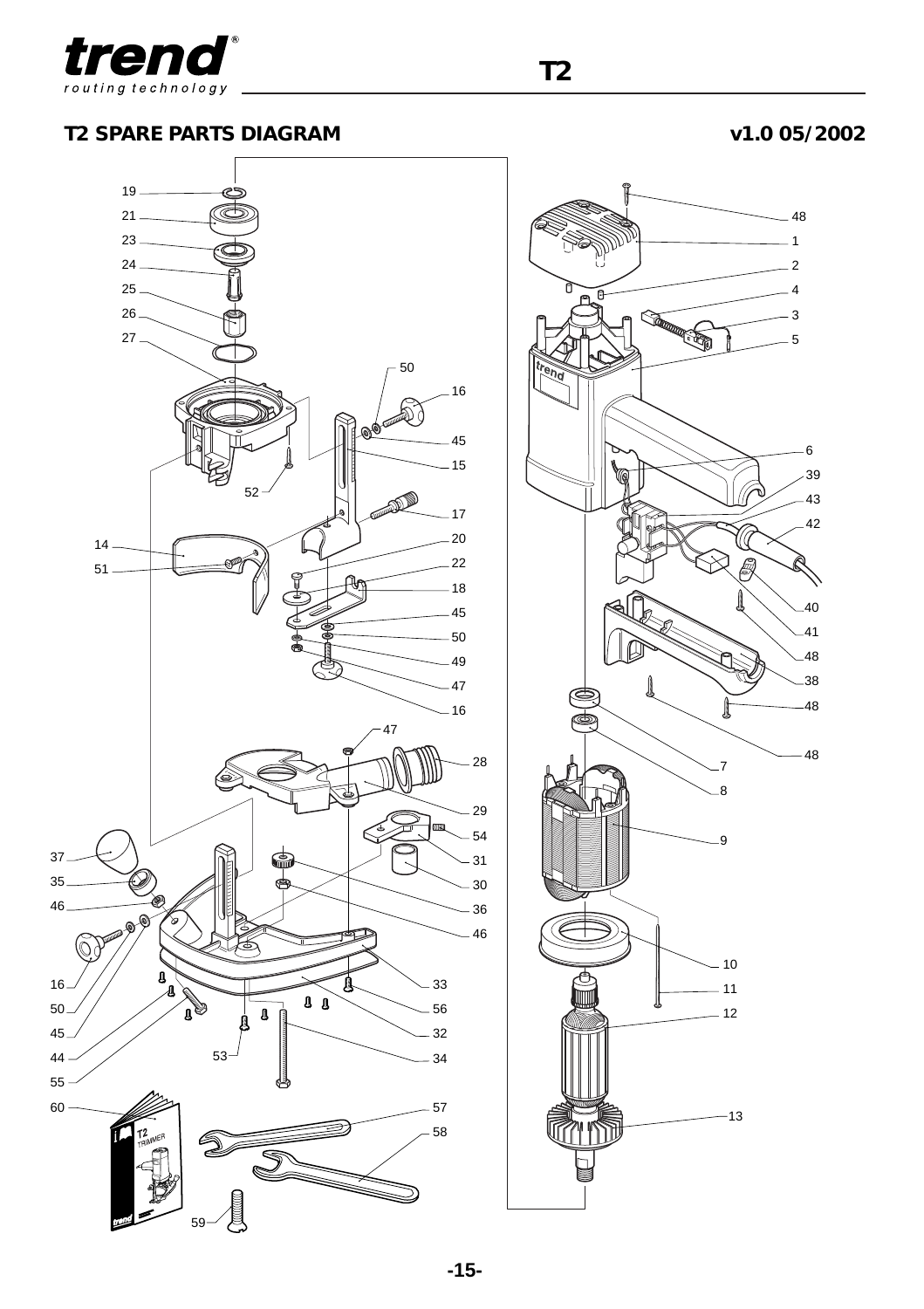## T2 SPARE PARTS DIAGRAM

v1.0 05/2002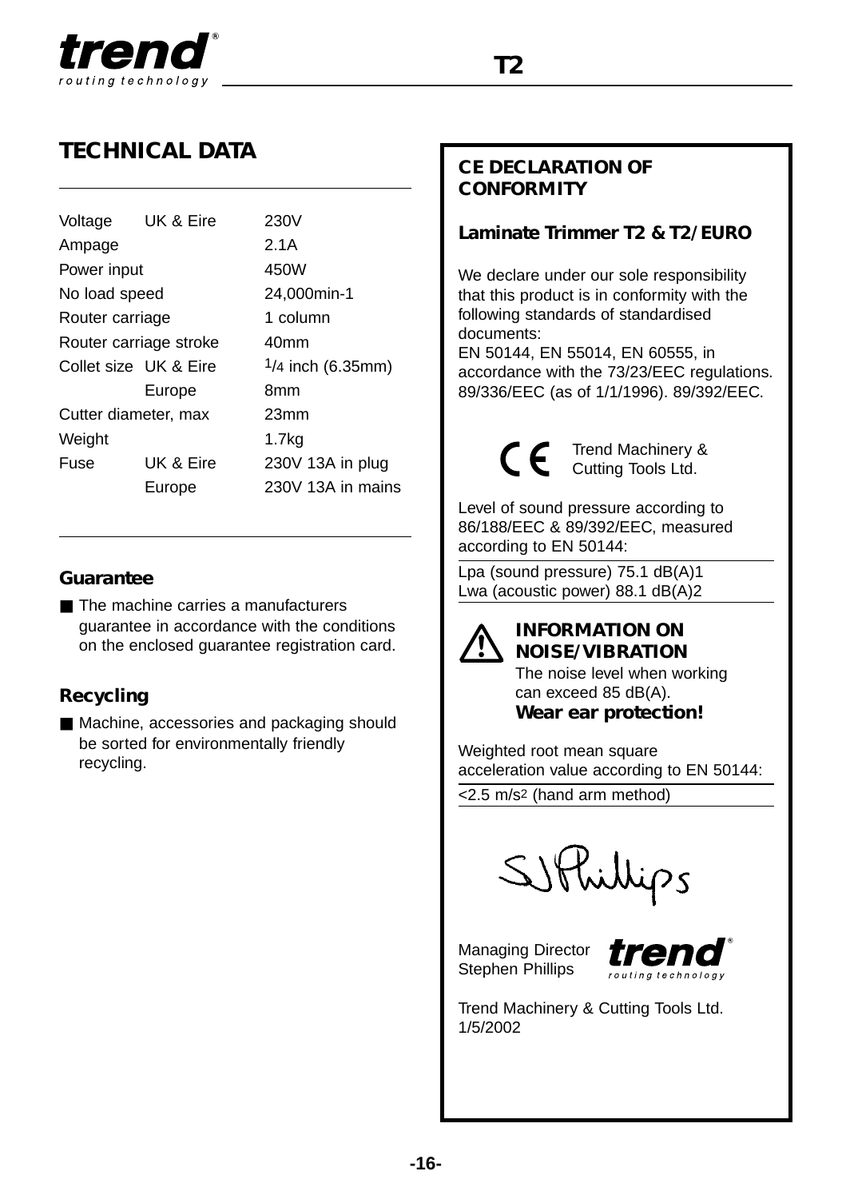## TECHNICAL DATA

| | | |
|---|---|---|
| Voltage | UK & Eire | 230V |
| Ampage | | 2.1A |
| Power input | | 450W |
| No load speed | | 24,000min-1 |
| Router carriage | | 1 column |
| Router carriage stroke | | 40mm |
| Collet size | UK & Eire | 1/4 inch (6.35mm) |
| | Europe | 8mm |
| Cutter diameter, max | | 23mm |
| Weight | | 1.7kg |
| Fuse | UK & Eire | 230V 13A in plug |
| | Europe | 230V 13A in mains |

### Guarantee

- The machine carries a manufacturers guarantee in accordance with the conditions on the enclosed guarantee registration card.

### Recycling

- Machine, accessories and packaging should be sorted for environmentally friendly recycling.

### CE DECLARATION OF CONFORMITY

**Laminate Trimmer T2 & T2/EURO**

We declare under our sole responsibility that this product is in conformity with the following standards of standardised documents:
EN 50144, EN 55014, EN 60555, in accordance with the 73/23/EEC regulations. 89/336/EEC (as of 1/1/1996). 89/392/EEC.

CE Trend Machinery & Cutting Tools Ltd.

Level of sound pressure according to 86/188/EEC & 89/392/EEC, measured according to EN 50144:

Lpa (sound pressure) 75.1 dB(A)1
Lwa (acoustic power) 88.1 dB(A)2

**INFORMATION ON NOISE/VIBRATION**
The noise level when working can exceed 85 dB(A).
**Wear ear protection!**

Weighted root mean square acceleration value according to EN 50144:

<2.5 m/s$^2$ (hand arm method)

SJPhillips

Managing Director
Stephen Phillips

Trend Machinery & Cutting Tools Ltd.
1/5/2002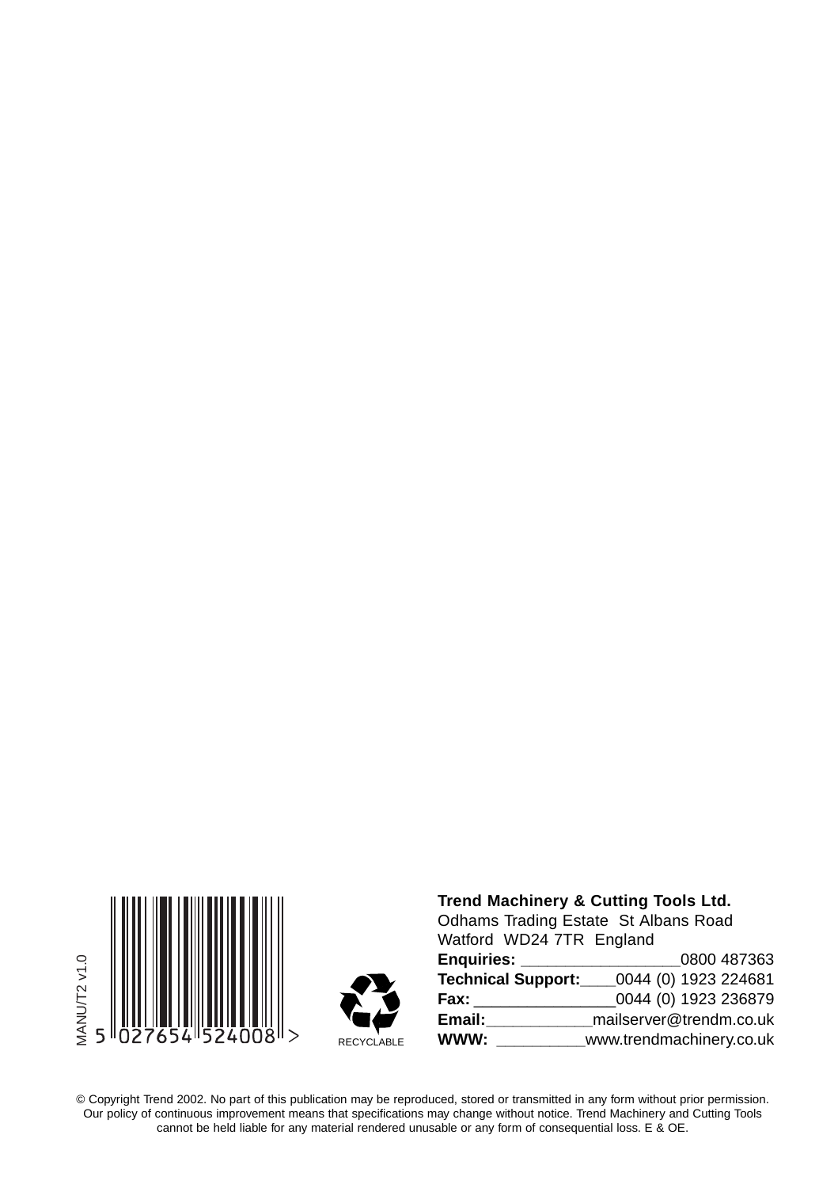MANU/T2 v1.0

5 027654 524008 >

RECYCLABLE

**Trend Machinery & Cutting Tools Ltd.**
Odhams Trading Estate St Albans Road
Watford WD24 7TR England
**Enquiries:** __________________0800 487363
**Technical Support:**____0044 (0) 1923 224681
**Fax:** ________________0044 (0) 1923 236879
**Email:**____________mailserver@trendm.co.uk
**WWW:** __________www.trendmachinery.co.uk

© Copyright Trend 2002. No part of this publication may be reproduced, stored or transmitted in any form without prior permission. Our policy of continuous improvement means that specifications may change without notice. Trend Machinery and Cutting Tools cannot be held liable for any material rendered unusable or any form of consequential loss. E & OE.